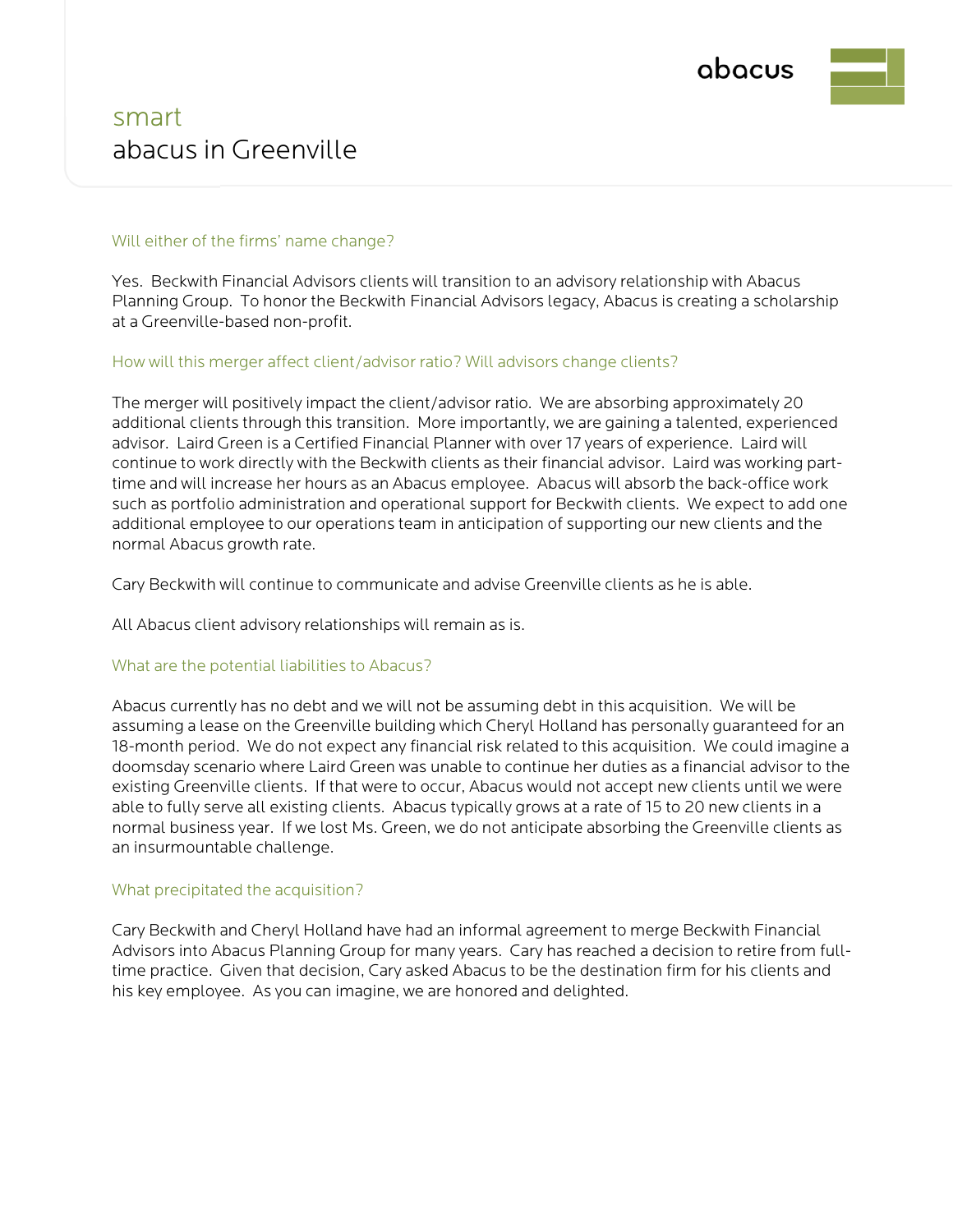smart

# abacus in Greenville

### Will either of the firms' name change?

Yes. Beckwith Financial Advisors clients will transition to an advisory relationship with Abacus Planning Group. To honor the Beckwith Financial Advisors legacy, Abacus is creating a scholarship at a Greenville-based non-profit.

### How will this merger affect client/advisor ratio? Will advisors change clients?

The merger will positively impact the client/advisor ratio. We are absorbing approximately 20 additional clients through this transition. More importantly, we are gaining a talented, experienced advisor. Laird Green is a Certified Financial Planner with over 17 years of experience. Laird will continue to work directly with the Beckwith clients as their financial advisor. Laird was working part-time and will increase her hours as an Abacus employee. Abacus will absorb the back-office work such as portfolio administration and operational support for Beckwith clients. We expect to add one additional employee to our operations team in anticipation of supporting our new clients and the normal Abacus growth rate.

Cary Beckwith will continue to communicate and advise Greenville clients as he is able.

All Abacus client advisory relationships will remain as is.

### What are the potential liabilities to Abacus?

Abacus currently has no debt and we will not be assuming debt in this acquisition. We will be assuming a lease on the Greenville building which Cheryl Holland has personally guaranteed for an 18-month period. We do not expect any financial risk related to this acquisition. We could imagine a doomsday scenario where Laird Green was unable to continue her duties as a financial advisor to the existing Greenville clients. If that were to occur, Abacus would not accept new clients until we were able to fully serve all existing clients. Abacus typically grows at a rate of 15 to 20 new clients in a normal business year. If we lost Ms. Green, we do not anticipate absorbing the Greenville clients as an insurmountable challenge.

### What precipitated the acquisition?

Cary Beckwith and Cheryl Holland have had an informal agreement to merge Beckwith Financial Advisors into Abacus Planning Group for many years. Cary has reached a decision to retire from full-time practice. Given that decision, Cary asked Abacus to be the destination firm for his clients and his key employee. As you can imagine, we are honored and delighted.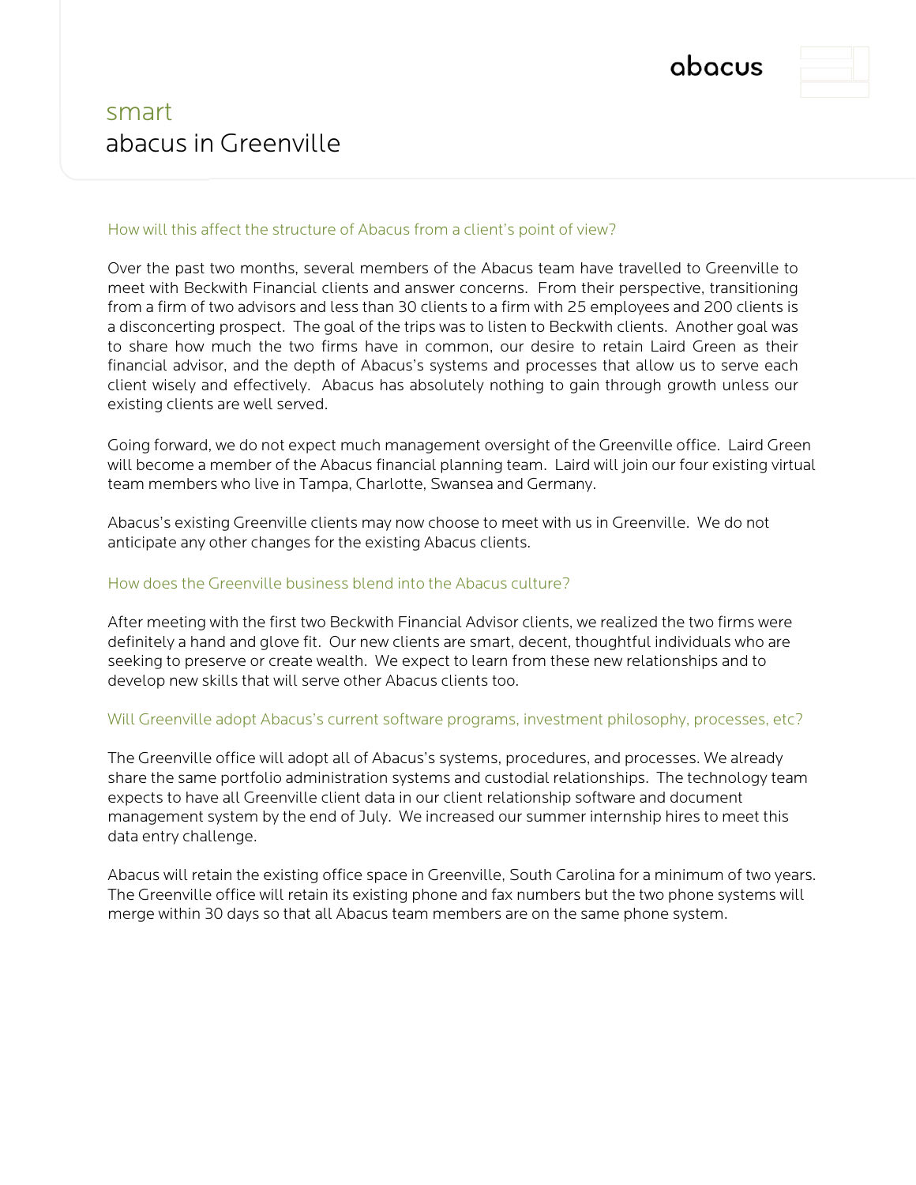smart

# abacus in Greenville

### How will this affect the structure of Abacus from a client's point of view?

Over the past two months, several members of the Abacus team have travelled to Greenville to meet with Beckwith Financial clients and answer concerns. From their perspective, transitioning from a firm of two advisors and less than 30 clients to a firm with 25 employees and 200 clients is a disconcerting prospect. The goal of the trips was to listen to Beckwith clients. Another goal was to share how much the two firms have in common, our desire to retain Laird Green as their financial advisor, and the depth of Abacus's systems and processes that allow us to serve each client wisely and effectively. Abacus has absolutely nothing to gain through growth unless our existing clients are well served.

Going forward, we do not expect much management oversight of the Greenville office. Laird Green will become a member of the Abacus financial planning team. Laird will join our four existing virtual team members who live in Tampa, Charlotte, Swansea and Germany.

Abacus's existing Greenville clients may now choose to meet with us in Greenville. We do not anticipate any other changes for the existing Abacus clients.

### How does the Greenville business blend into the Abacus culture?

After meeting with the first two Beckwith Financial Advisor clients, we realized the two firms were definitely a hand and glove fit. Our new clients are smart, decent, thoughtful individuals who are seeking to preserve or create wealth. We expect to learn from these new relationships and to develop new skills that will serve other Abacus clients too.

### Will Greenville adopt Abacus's current software programs, investment philosophy, processes, etc?

The Greenville office will adopt all of Abacus's systems, procedures, and processes. We already share the same portfolio administration systems and custodial relationships. The technology team expects to have all Greenville client data in our client relationship software and document management system by the end of July. We increased our summer internship hires to meet this data entry challenge.

Abacus will retain the existing office space in Greenville, South Carolina for a minimum of two years. The Greenville office will retain its existing phone and fax numbers but the two phone systems will merge within 30 days so that all Abacus team members are on the same phone system.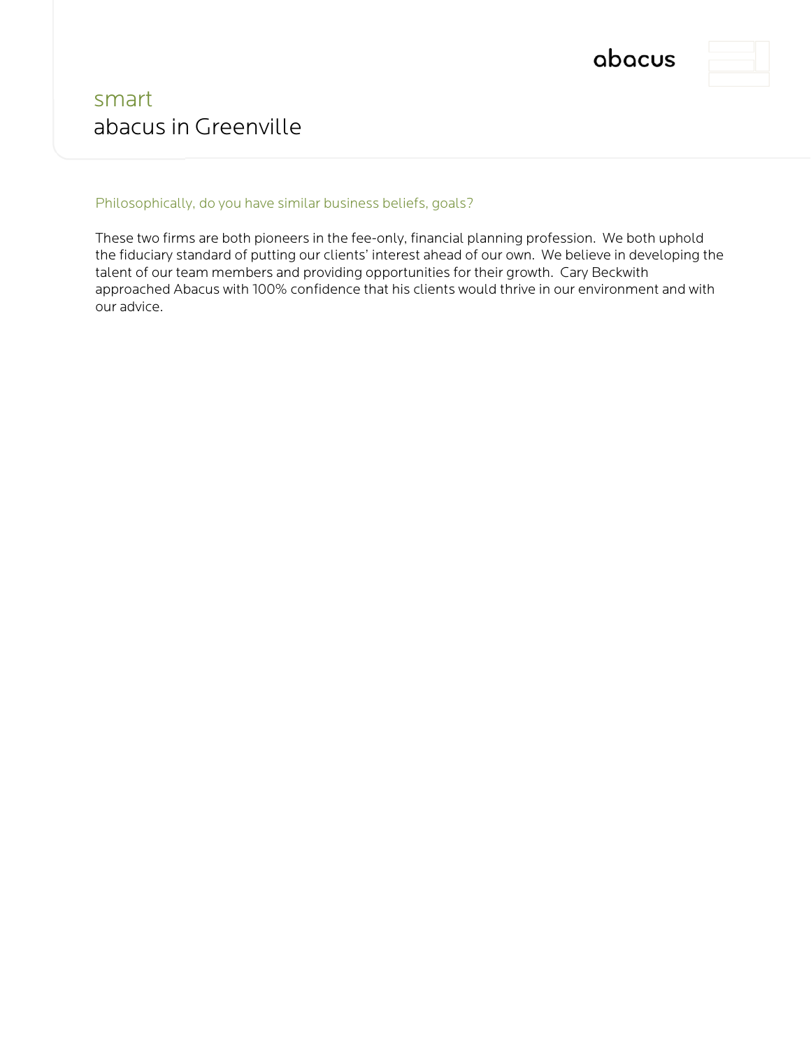Philosophically, do you have similar business beliefs, goals?

These two firms are both pioneers in the fee-only, financial planning profession. We both uphold the fiduciary standard of putting our clients' interest ahead of our own. We believe in developing the talent of our team members and providing opportunities for their growth. Cary Beckwith approached Abacus with 100% confidence that his clients would thrive in our environment and with our advice.